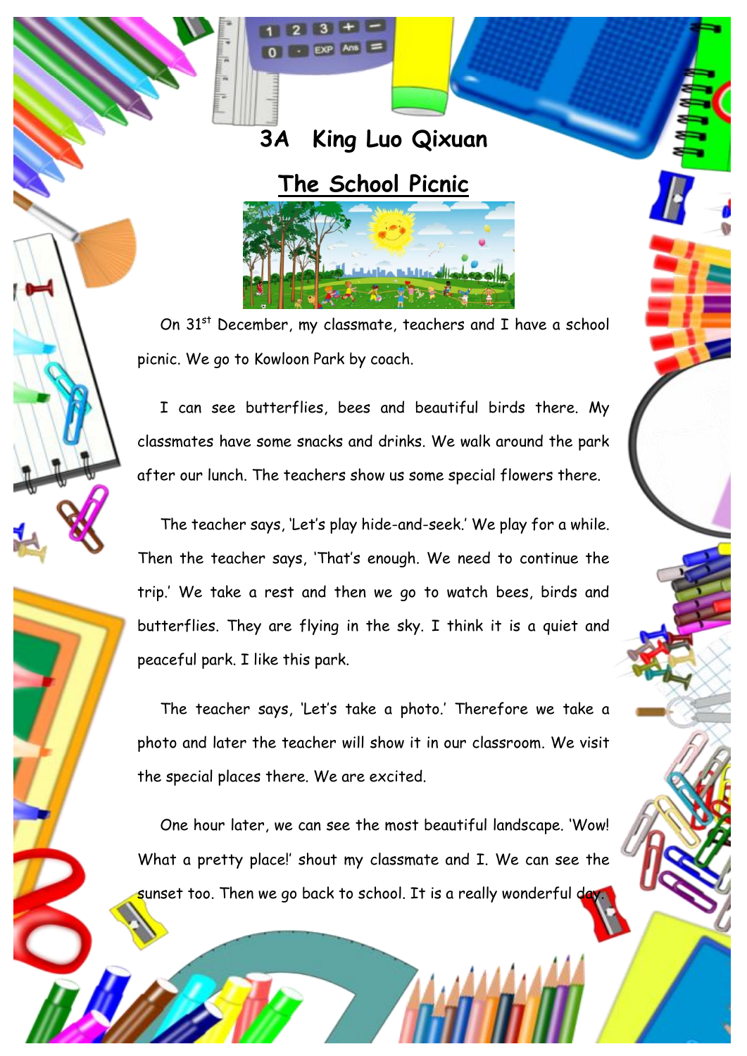## 3A King Luo Qixuan

## The School Picnic

On 31st December, my classmate, teachers and I have a school picnic. We go to Kowloon Park by coach.

I can see butterflies, bees and beautiful birds there. My classmates have some snacks and drinks. We walk around the park after our lunch. The teachers show us some special flowers there.

The teacher says, 'Let's play hide-and-seek.' We play for a while. Then the teacher says, 'That's enough. We need to continue the trip.' We take a rest and then we go to watch bees, birds and butterflies. They are flying in the sky. I think it is a quiet and peaceful park. I like this park.

The teacher says, 'Let's take a photo.' Therefore we take a photo and later the teacher will show it in our classroom. We visit the special places there. We are excited.

One hour later, we can see the most beautiful landscape. 'Wow! What a pretty place!' shout my classmate and I. We can see the sunset too. Then we go back to school. It is a really wonderful day.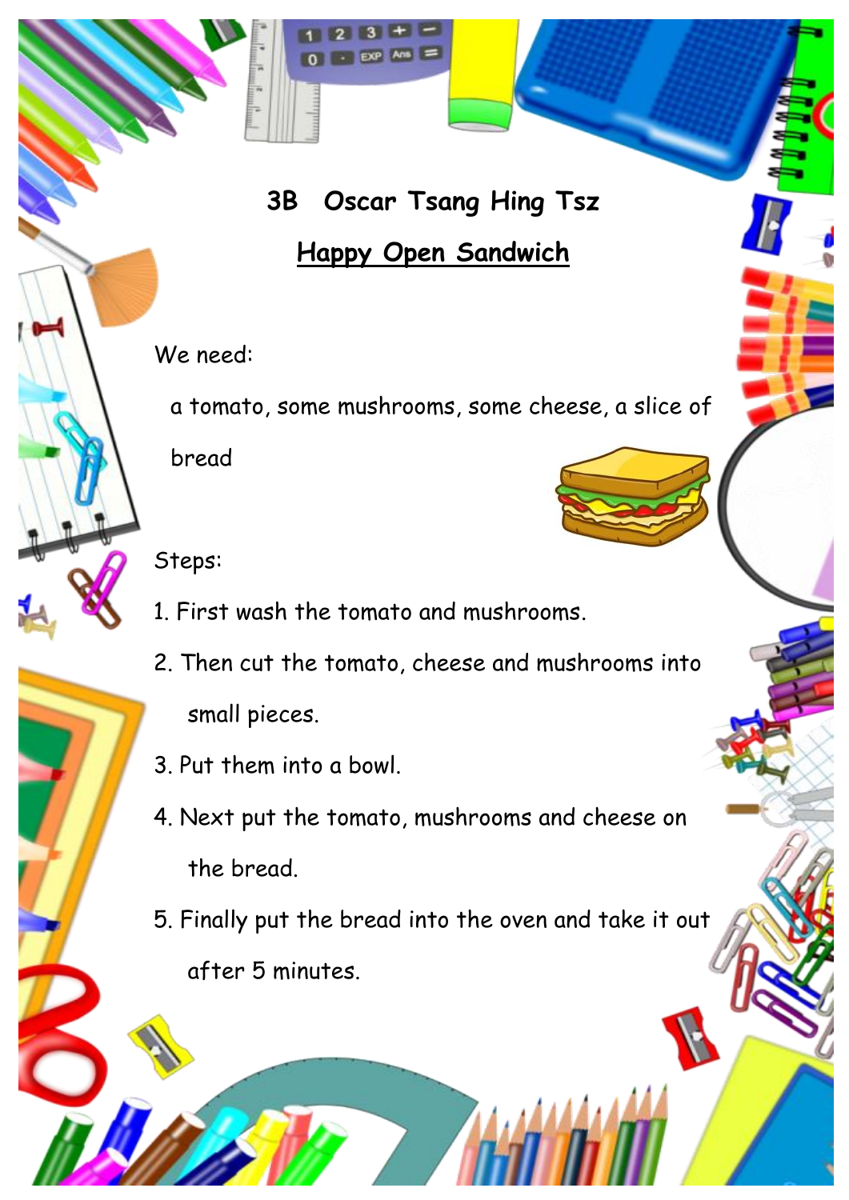# 3B Oscar Tsang Hing Tsz

## Happy Open Sandwich

We need:

a tomato, some mushrooms, some cheese, a slice of bread

Steps:

1. First wash the tomato and mushrooms.
2. Then cut the tomato, cheese and mushrooms into small pieces.
3. Put them into a bowl.
4. Next put the tomato, mushrooms and cheese on the bread.
5. Finally put the bread into the oven and take it out after 5 minutes.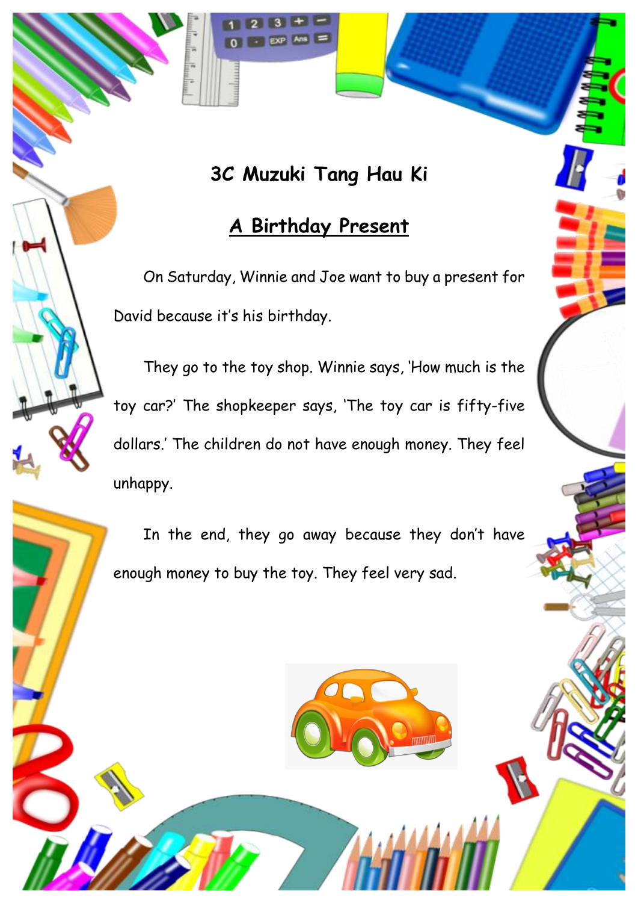**3C Muzuki Tang Hau Ki**

## A Birthday Present

On Saturday, Winnie and Joe want to buy a present for David because it's his birthday.

They go to the toy shop. Winnie says, 'How much is the toy car?' The shopkeeper says, 'The toy car is fifty-five dollars.' The children do not have enough money. They feel unhappy.

In the end, they go away because they don't have enough money to buy the toy. They feel very sad.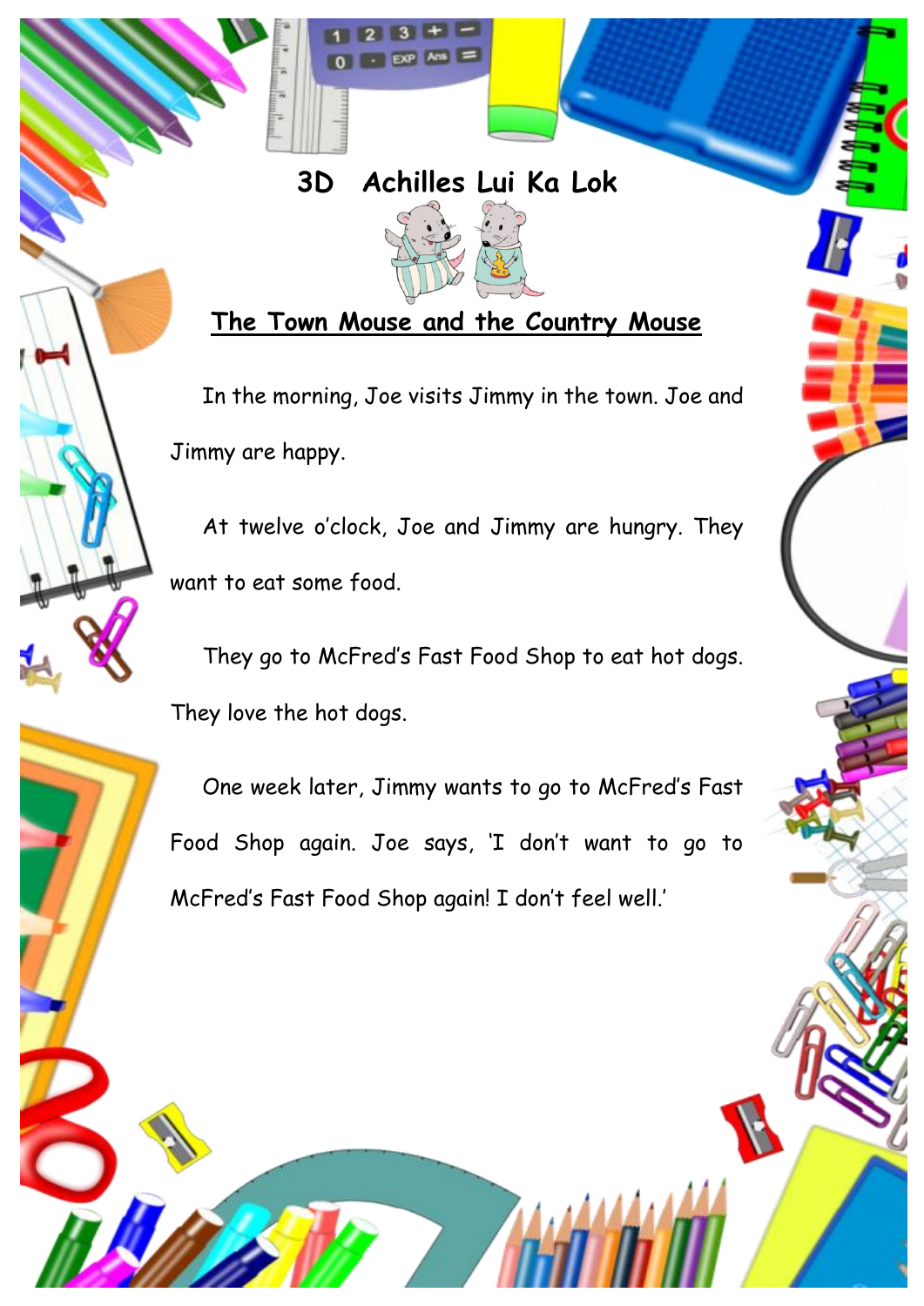## 3D Achilles Lui Ka Lok

### The Town Mouse and the Country Mouse

In the morning, Joe visits Jimmy in the town. Joe and Jimmy are happy.

At twelve o'clock, Joe and Jimmy are hungry. They want to eat some food.

They go to McFred's Fast Food Shop to eat hot dogs. They love the hot dogs.

One week later, Jimmy wants to go to McFred's Fast Food Shop again. Joe says, 'I don't want to go to McFred's Fast Food Shop again! I don't feel well.'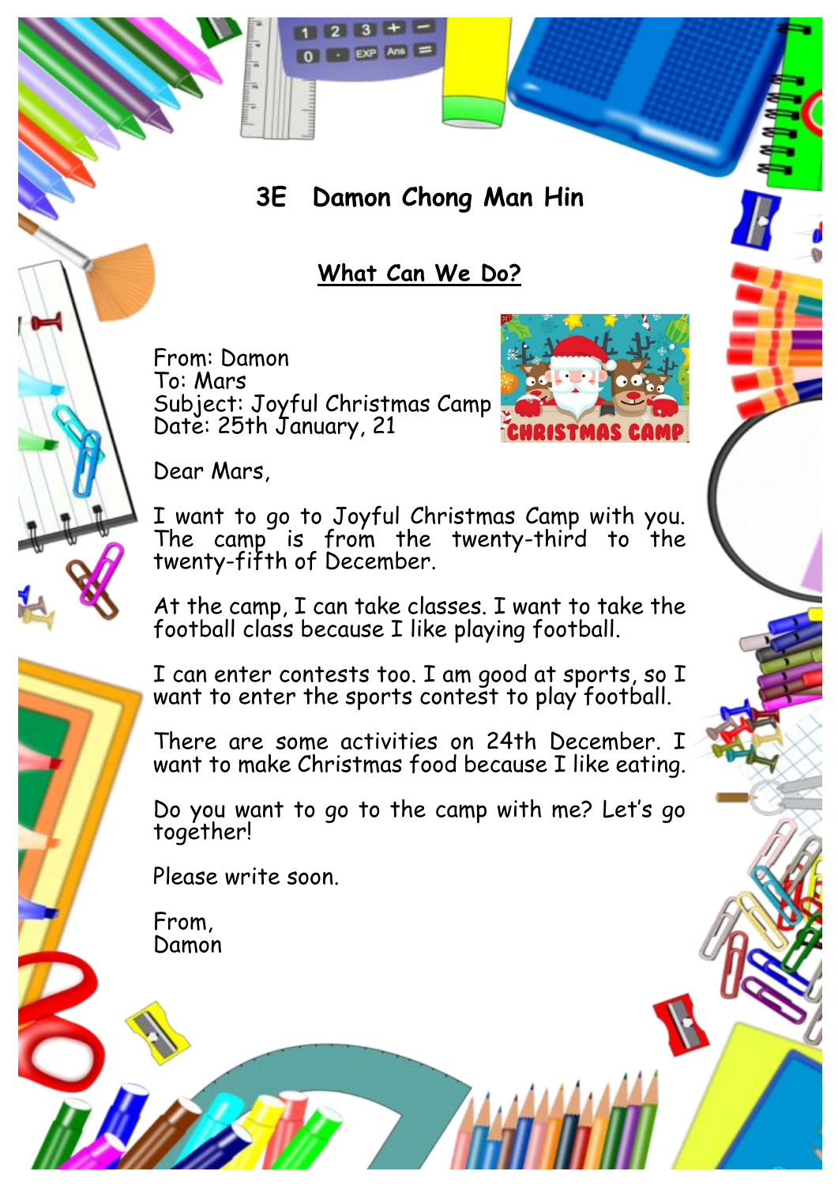# 3E Damon Chong Man Hin

## What Can We Do?

From: Damon
To: Mars
Subject: Joyful Christmas Camp
Date: 25th January, 21

Dear Mars,

I want to go to Joyful Christmas Camp with you. The camp is from the twenty-third to the twenty-fifth of December.

At the camp, I can take classes. I want to take the football class because I like playing football.

I can enter contests too. I am good at sports, so I want to enter the sports contest to play football.

There are some activities on 24th December. I want to make Christmas food because I like eating.

Do you want to go to the camp with me? Let's go together!

Please write soon.

From,
Damon